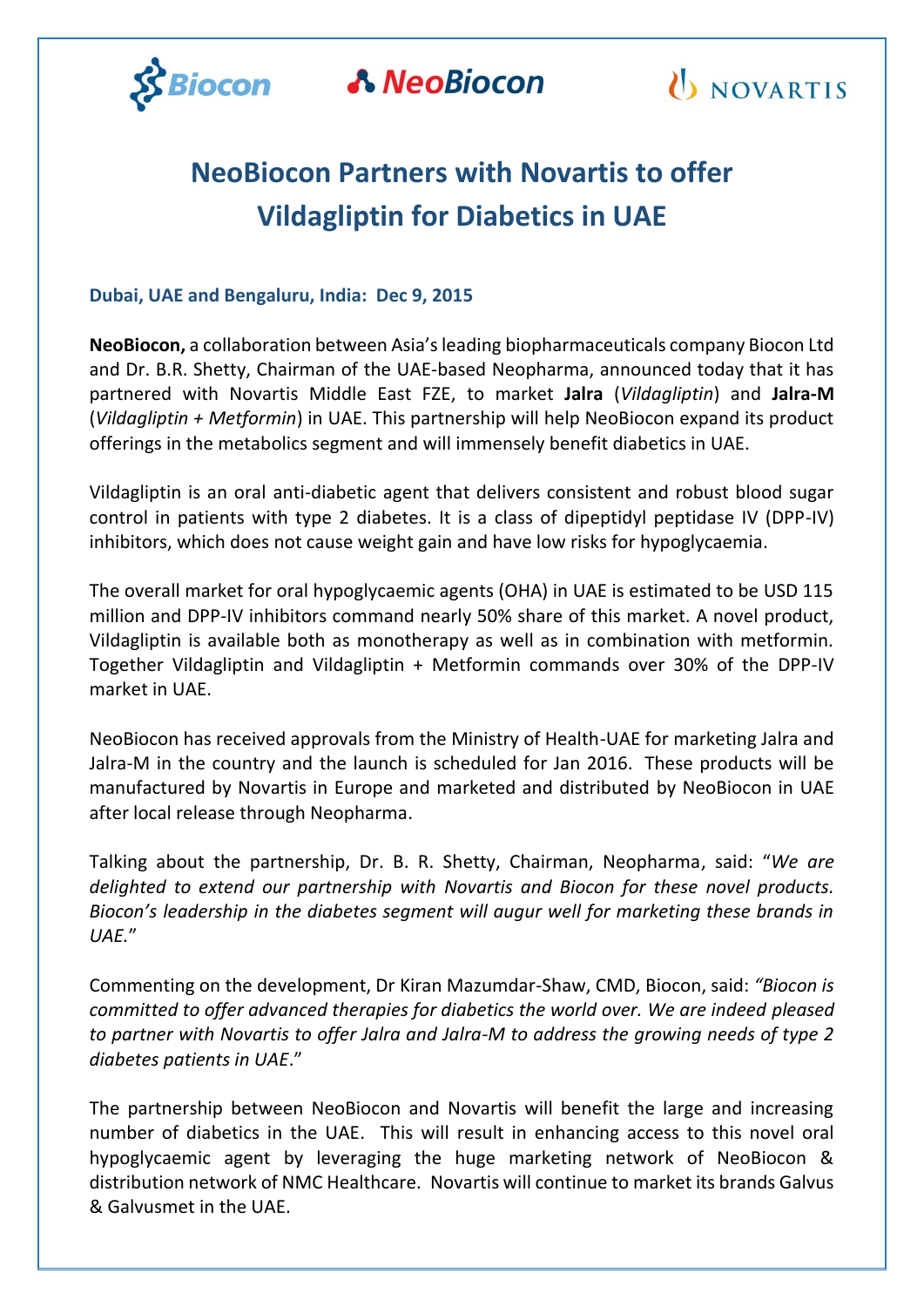Biocon NeoBiocon NOVARTIS

# NeoBiocon Partners with Novartis to offer Vildagliptin for Diabetics in UAE

**Dubai, UAE and Bengaluru, India: Dec 9, 2015**

**NeoBiocon,** a collaboration between Asia's leading biopharmaceuticals company Biocon Ltd and Dr. B.R. Shetty, Chairman of the UAE-based Neopharma, announced today that it has partnered with Novartis Middle East FZE, to market **Jalra** (*Vildagliptin*) and **Jalra-M** (*Vildagliptin + Metformin*) in UAE. This partnership will help NeoBiocon expand its product offerings in the metabolics segment and will immensely benefit diabetics in UAE.

Vildagliptin is an oral anti-diabetic agent that delivers consistent and robust blood sugar control in patients with type 2 diabetes. It is a class of dipeptidyl peptidase IV (DPP-IV) inhibitors, which does not cause weight gain and have low risks for hypoglycaemia.

The overall market for oral hypoglycaemic agents (OHA) in UAE is estimated to be USD 115 million and DPP-IV inhibitors command nearly 50% share of this market. A novel product, Vildagliptin is available both as monotherapy as well as in combination with metformin. Together Vildagliptin and Vildagliptin + Metformin commands over 30% of the DPP-IV market in UAE.

NeoBiocon has received approvals from the Ministry of Health-UAE for marketing Jalra and Jalra-M in the country and the launch is scheduled for Jan 2016. These products will be manufactured by Novartis in Europe and marketed and distributed by NeoBiocon in UAE after local release through Neopharma.

Talking about the partnership, Dr. B. R. Shetty, Chairman, Neopharma, said: "*We are delighted to extend our partnership with Novartis and Biocon for these novel products. Biocon's leadership in the diabetes segment will augur well for marketing these brands in UAE.*"

Commenting on the development, Dr Kiran Mazumdar-Shaw, CMD, Biocon, said: *"Biocon is committed to offer advanced therapies for diabetics the world over. We are indeed pleased to partner with Novartis to offer Jalra and Jalra-M to address the growing needs of type 2 diabetes patients in UAE*."

The partnership between NeoBiocon and Novartis will benefit the large and increasing number of diabetics in the UAE. This will result in enhancing access to this novel oral hypoglycaemic agent by leveraging the huge marketing network of NeoBiocon & distribution network of NMC Healthcare. Novartis will continue to market its brands Galvus & Galvusmet in the UAE.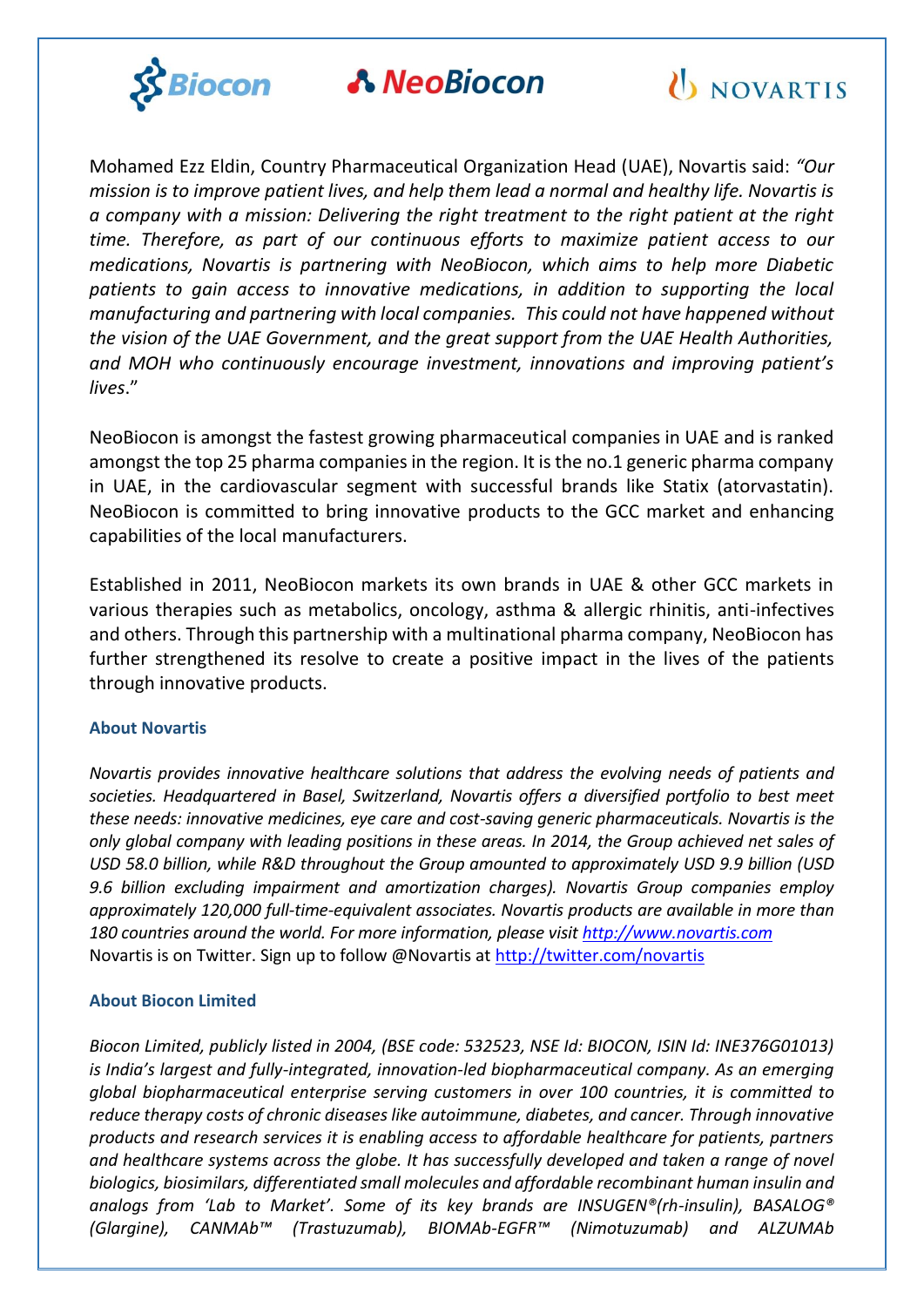Mohamed Ezz Eldin, Country Pharmaceutical Organization Head (UAE), Novartis said: *"Our mission is to improve patient lives, and help them lead a normal and healthy life. Novartis is a company with a mission: Delivering the right treatment to the right patient at the right time. Therefore, as part of our continuous efforts to maximize patient access to our medications, Novartis is partnering with NeoBiocon, which aims to help more Diabetic patients to gain access to innovative medications, in addition to supporting the local manufacturing and partnering with local companies. This could not have happened without the vision of the UAE Government, and the great support from the UAE Health Authorities, and MOH who continuously encourage investment, innovations and improving patient's lives*."

NeoBiocon is amongst the fastest growing pharmaceutical companies in UAE and is ranked amongst the top 25 pharma companies in the region. It is the no.1 generic pharma company in UAE, in the cardiovascular segment with successful brands like Statix (atorvastatin). NeoBiocon is committed to bring innovative products to the GCC market and enhancing capabilities of the local manufacturers.

Established in 2011, NeoBiocon markets its own brands in UAE & other GCC markets in various therapies such as metabolics, oncology, asthma & allergic rhinitis, anti-infectives and others. Through this partnership with a multinational pharma company, NeoBiocon has further strengthened its resolve to create a positive impact in the lives of the patients through innovative products.

### About Novartis

*Novartis provides innovative healthcare solutions that address the evolving needs of patients and societies. Headquartered in Basel, Switzerland, Novartis offers a diversified portfolio to best meet these needs: innovative medicines, eye care and cost-saving generic pharmaceuticals. Novartis is the only global company with leading positions in these areas. In 2014, the Group achieved net sales of USD 58.0 billion, while R&D throughout the Group amounted to approximately USD 9.9 billion (USD 9.6 billion excluding impairment and amortization charges). Novartis Group companies employ approximately 120,000 full-time-equivalent associates. Novartis products are available in more than 180 countries around the world. For more information, please visit [http://www.novartis.com](http://www.novartis.com)*
Novartis is on Twitter. Sign up to follow @Novartis at [http://twitter.com/novartis](http://twitter.com/novartis)

### About Biocon Limited

*Biocon Limited, publicly listed in 2004, (BSE code: 532523, NSE Id: BIOCON, ISIN Id: INE376G01013) is India's largest and fully-integrated, innovation-led biopharmaceutical company. As an emerging global biopharmaceutical enterprise serving customers in over 100 countries, it is committed to reduce therapy costs of chronic diseases like autoimmune, diabetes, and cancer. Through innovative products and research services it is enabling access to affordable healthcare for patients, partners and healthcare systems across the globe. It has successfully developed and taken a range of novel biologics, biosimilars, differentiated small molecules and affordable recombinant human insulin and analogs from 'Lab to Market'. Some of its key brands are INSUGEN®(rh-insulin), BASALOG® (Glargine), CANMAb™ (Trastuzumab), BIOMAb-EGFR™ (Nimotuzumab) and ALZUMAb*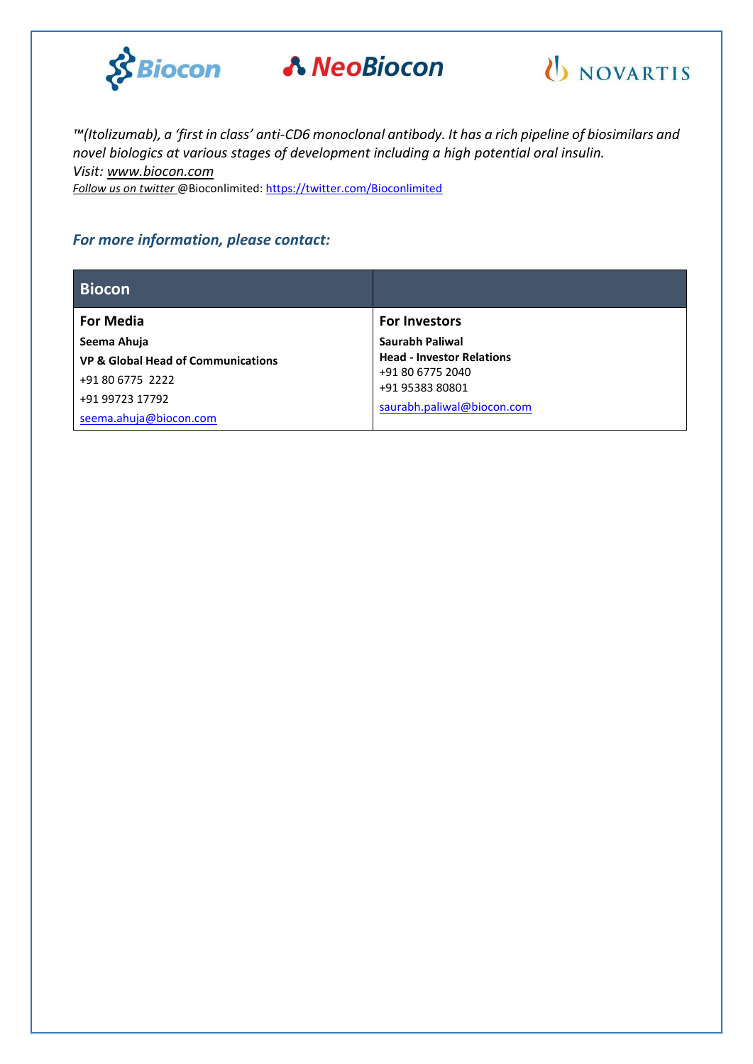*™(Itolizumab), a 'first in class' anti-CD6 monoclonal antibody. It has a rich pipeline of biosimilars and novel biologics at various stages of development including a high potential oral insulin.*
*Visit: www.biocon.com*
*Follow us on twitter* @Bioconlimited: https://twitter.com/Bioconlimited

### *For more information, please contact:*

| Biocon | |
|---|---|
| **For Media**<br>**Seema Ahuja**<br>**VP & Global Head of Communications**<br>+91 80 6775 2222<br>+91 99723 17792<br>seema.ahuja@biocon.com | **For Investors**<br>**Saurabh Paliwal**<br>**Head - Investor Relations**<br>+91 80 6775 2040<br>+91 95383 80801<br>saurabh.paliwal@biocon.com |